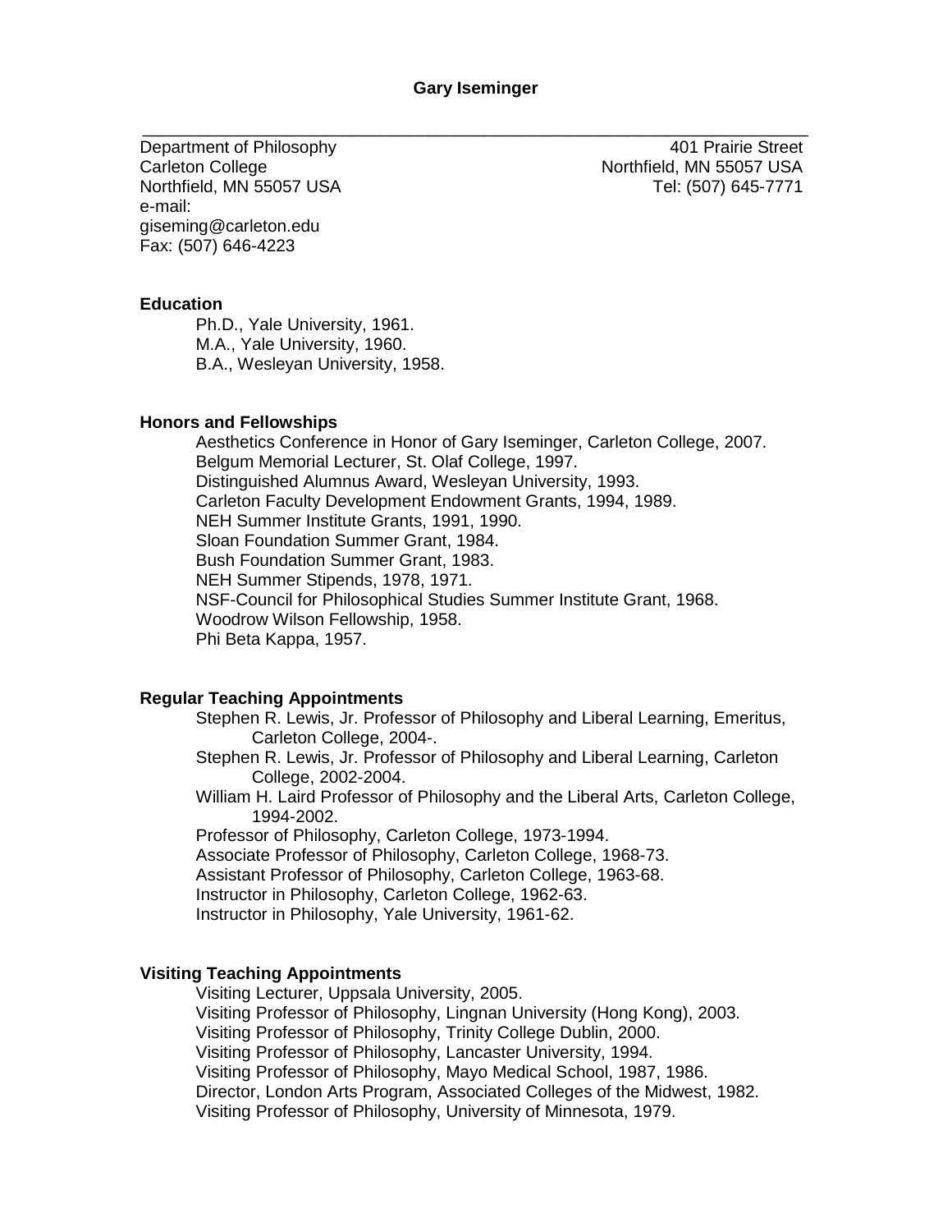# Gary Iseminger

Department of Philosophy
Carleton College
Northfield, MN 55057 USA
e-mail:
giseming@carleton.edu
Fax: (507) 646-4223

401 Prairie Street
Northfield, MN 55057 USA
Tel: (507) 645-7771

## Education

Ph.D., Yale University, 1961.
M.A., Yale University, 1960.
B.A., Wesleyan University, 1958.

## Honors and Fellowships

Aesthetics Conference in Honor of Gary Iseminger, Carleton College, 2007.
Belgum Memorial Lecturer, St. Olaf College, 1997.
Distinguished Alumnus Award, Wesleyan University, 1993.
Carleton Faculty Development Endowment Grants, 1994, 1989.
NEH Summer Institute Grants, 1991, 1990.
Sloan Foundation Summer Grant, 1984.
Bush Foundation Summer Grant, 1983.
NEH Summer Stipends, 1978, 1971.
NSF-Council for Philosophical Studies Summer Institute Grant, 1968.
Woodrow Wilson Fellowship, 1958.
Phi Beta Kappa, 1957.

## Regular Teaching Appointments

Stephen R. Lewis, Jr. Professor of Philosophy and Liberal Learning, Emeritus, Carleton College, 2004-.
Stephen R. Lewis, Jr. Professor of Philosophy and Liberal Learning, Carleton College, 2002-2004.
William H. Laird Professor of Philosophy and the Liberal Arts, Carleton College, 1994-2002.
Professor of Philosophy, Carleton College, 1973-1994.
Associate Professor of Philosophy, Carleton College, 1968-73.
Assistant Professor of Philosophy, Carleton College, 1963-68.
Instructor in Philosophy, Carleton College, 1962-63.
Instructor in Philosophy, Yale University, 1961-62.

## Visiting Teaching Appointments

Visiting Lecturer, Uppsala University, 2005.
Visiting Professor of Philosophy, Lingnan University (Hong Kong), 2003.
Visiting Professor of Philosophy, Trinity College Dublin, 2000.
Visiting Professor of Philosophy, Lancaster University, 1994.
Visiting Professor of Philosophy, Mayo Medical School, 1987, 1986.
Director, London Arts Program, Associated Colleges of the Midwest, 1982.
Visiting Professor of Philosophy, University of Minnesota, 1979.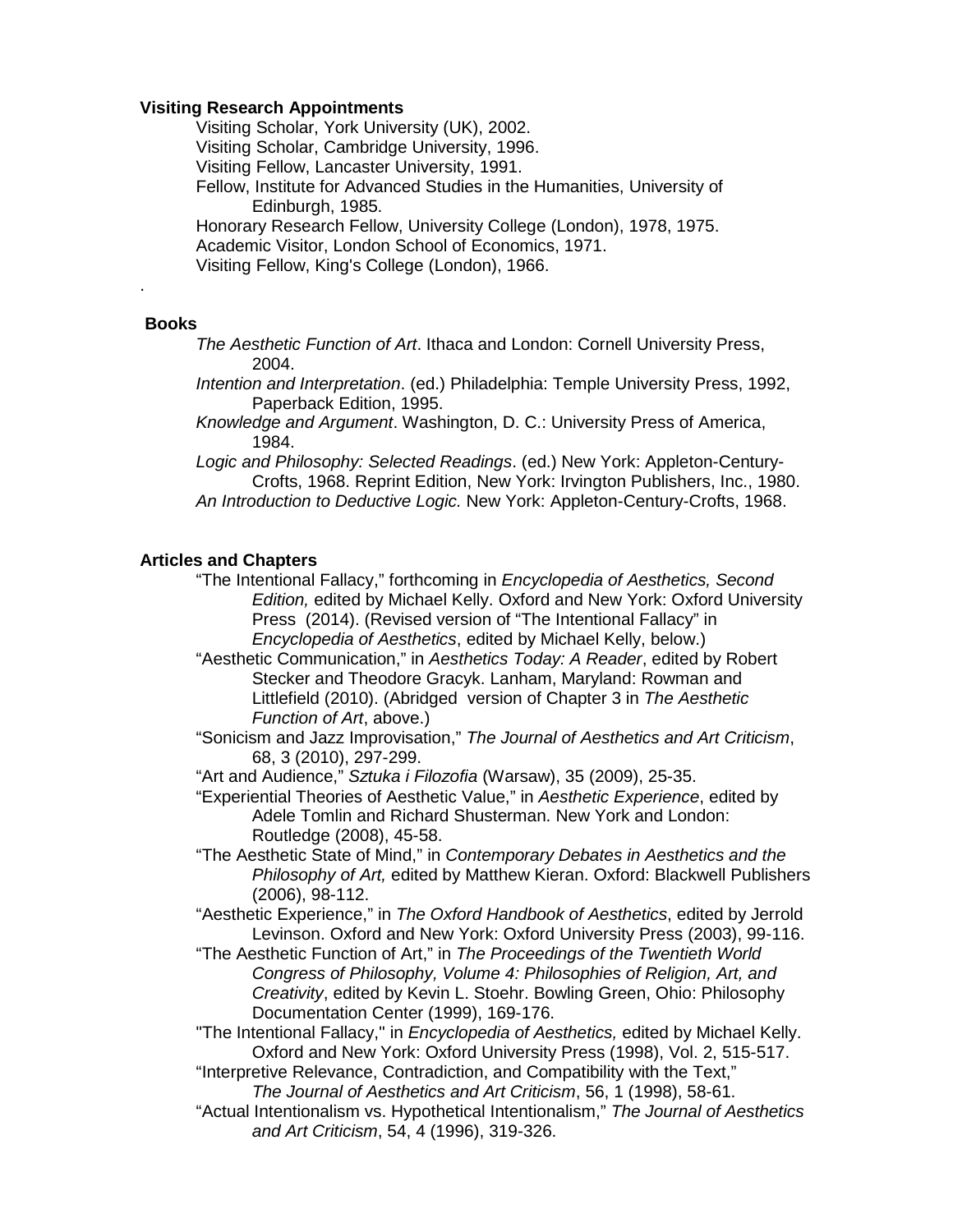**Visiting Research Appointments**

Visiting Scholar, York University (UK), 2002.
Visiting Scholar, Cambridge University, 1996.
Visiting Fellow, Lancaster University, 1991.
Fellow, Institute for Advanced Studies in the Humanities, University of Edinburgh, 1985.
Honorary Research Fellow, University College (London), 1978, 1975.
Academic Visitor, London School of Economics, 1971.
Visiting Fellow, King's College (London), 1966.

.

**Books**

*The Aesthetic Function of Art*. Ithaca and London: Cornell University Press, 2004.

*Intention and Interpretation*. (ed.) Philadelphia: Temple University Press, 1992, Paperback Edition, 1995.

*Knowledge and Argument*. Washington, D. C.: University Press of America, 1984.

*Logic and Philosophy: Selected Readings*. (ed.) New York: Appleton-Century-Crofts, 1968. Reprint Edition, New York: Irvington Publishers, Inc., 1980.

*An Introduction to Deductive Logic.* New York: Appleton-Century-Crofts, 1968.

**Articles and Chapters**

"The Intentional Fallacy," forthcoming in *Encyclopedia of Aesthetics, Second Edition,* edited by Michael Kelly. Oxford and New York: Oxford University Press (2014). (Revised version of "The Intentional Fallacy" in *Encyclopedia of Aesthetics*, edited by Michael Kelly, below.)

"Aesthetic Communication," in *Aesthetics Today: A Reader*, edited by Robert Stecker and Theodore Gracyk. Lanham, Maryland: Rowman and Littlefield (2010). (Abridged version of Chapter 3 in *The Aesthetic Function of Art*, above.)

"Sonicism and Jazz Improvisation," *The Journal of Aesthetics and Art Criticism*, 68, 3 (2010), 297-299.

"Art and Audience," *Sztuka i Filozofia* (Warsaw), 35 (2009), 25-35.

"Experiential Theories of Aesthetic Value," in *Aesthetic Experience*, edited by Adele Tomlin and Richard Shusterman. New York and London: Routledge (2008), 45-58.

"The Aesthetic State of Mind," in *Contemporary Debates in Aesthetics and the Philosophy of Art,* edited by Matthew Kieran. Oxford: Blackwell Publishers (2006), 98-112.

"Aesthetic Experience," in *The Oxford Handbook of Aesthetics*, edited by Jerrold Levinson. Oxford and New York: Oxford University Press (2003), 99-116.

"The Aesthetic Function of Art," in *The Proceedings of the Twentieth World Congress of Philosophy, Volume 4: Philosophies of Religion, Art, and Creativity*, edited by Kevin L. Stoehr. Bowling Green, Ohio: Philosophy Documentation Center (1999), 169-176.

"The Intentional Fallacy," in *Encyclopedia of Aesthetics,* edited by Michael Kelly. Oxford and New York: Oxford University Press (1998), Vol. 2, 515-517.

"Interpretive Relevance, Contradiction, and Compatibility with the Text," *The Journal of Aesthetics and Art Criticism*, 56, 1 (1998), 58-61.

"Actual Intentionalism vs. Hypothetical Intentionalism," *The Journal of Aesthetics and Art Criticism*, 54, 4 (1996), 319-326.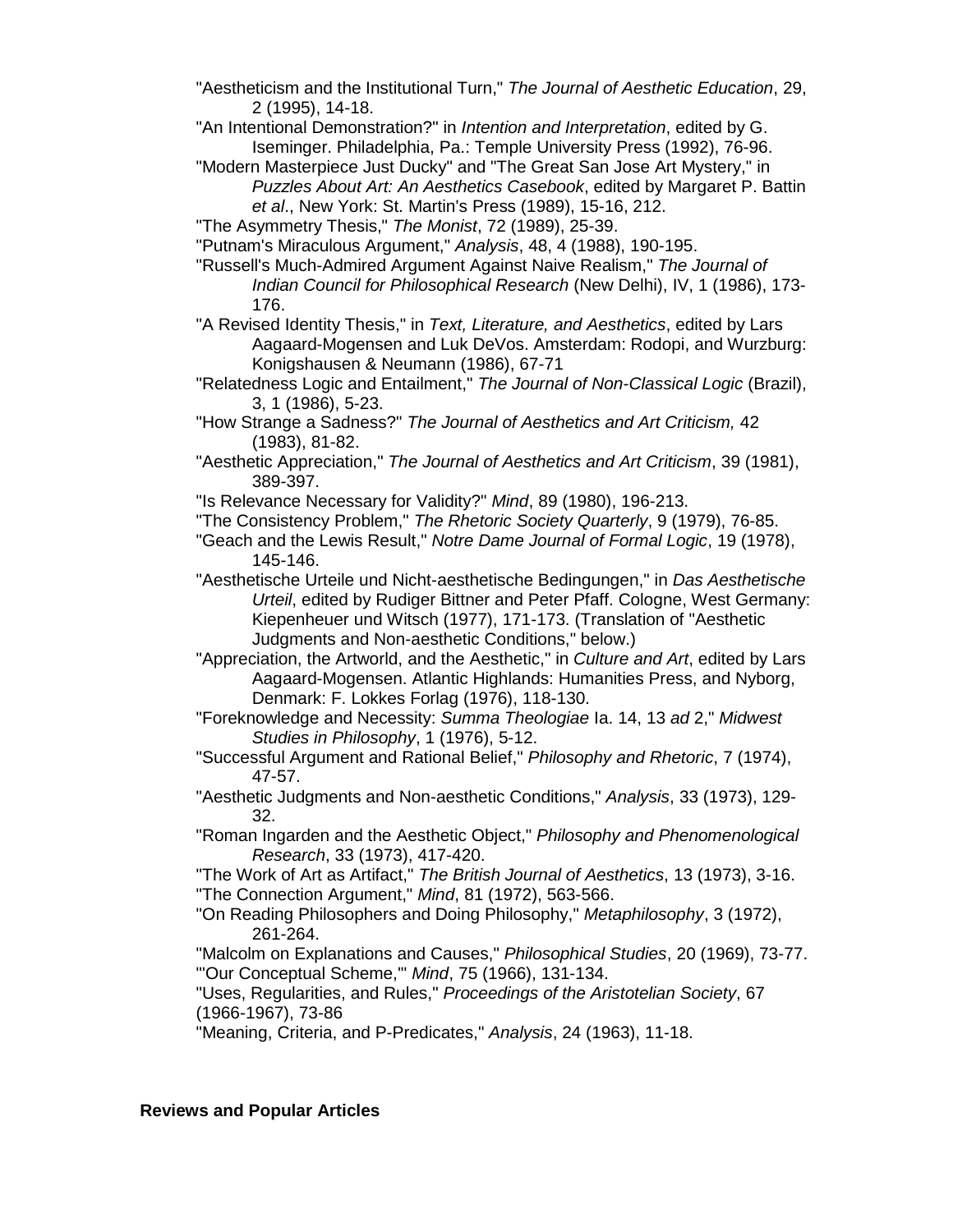"Aestheticism and the Institutional Turn," *The Journal of Aesthetic Education*, 29, 2 (1995), 14-18.

"An Intentional Demonstration?" in *Intention and Interpretation*, edited by G. Iseminger. Philadelphia, Pa.: Temple University Press (1992), 76-96.

"Modern Masterpiece Just Ducky" and "The Great San Jose Art Mystery," in *Puzzles About Art: An Aesthetics Casebook*, edited by Margaret P. Battin *et al*., New York: St. Martin's Press (1989), 15-16, 212.

"The Asymmetry Thesis," *The Monist*, 72 (1989), 25-39.

"Putnam's Miraculous Argument," *Analysis*, 48, 4 (1988), 190-195.

"Russell's Much-Admired Argument Against Naive Realism," *The Journal of Indian Council for Philosophical Research* (New Delhi), IV, 1 (1986), 173-176.

"A Revised Identity Thesis," in *Text, Literature, and Aesthetics*, edited by Lars Aagaard-Mogensen and Luk DeVos. Amsterdam: Rodopi, and Wurzburg: Konigshausen & Neumann (1986), 67-71

"Relatedness Logic and Entailment," *The Journal of Non-Classical Logic* (Brazil), 3, 1 (1986), 5-23.

"How Strange a Sadness?" *The Journal of Aesthetics and Art Criticism,* 42 (1983), 81-82.

"Aesthetic Appreciation," *The Journal of Aesthetics and Art Criticism*, 39 (1981), 389-397.

"Is Relevance Necessary for Validity?" *Mind*, 89 (1980), 196-213.

"The Consistency Problem," *The Rhetoric Society Quarterly*, 9 (1979), 76-85.

"Geach and the Lewis Result," *Notre Dame Journal of Formal Logic*, 19 (1978), 145-146.

"Aesthetische Urteile und Nicht-aesthetische Bedingungen," in *Das Aesthetische Urteil*, edited by Rudiger Bittner and Peter Pfaff. Cologne, West Germany: Kiepenheuer und Witsch (1977), 171-173. (Translation of "Aesthetic Judgments and Non-aesthetic Conditions," below.)

"Appreciation, the Artworld, and the Aesthetic," in *Culture and Art*, edited by Lars Aagaard-Mogensen. Atlantic Highlands: Humanities Press, and Nyborg, Denmark: F. Lokkes Forlag (1976), 118-130.

"Foreknowledge and Necessity: *Summa Theologiae* Ia. 14, 13 *ad* 2," *Midwest Studies in Philosophy*, 1 (1976), 5-12.

"Successful Argument and Rational Belief," *Philosophy and Rhetoric*, 7 (1974), 47-57.

"Aesthetic Judgments and Non-aesthetic Conditions," *Analysis*, 33 (1973), 129-32.

"Roman Ingarden and the Aesthetic Object," *Philosophy and Phenomenological Research*, 33 (1973), 417-420.

"The Work of Art as Artifact," *The British Journal of Aesthetics*, 13 (1973), 3-16.

"The Connection Argument," *Mind*, 81 (1972), 563-566.

"On Reading Philosophers and Doing Philosophy," *Metaphilosophy*, 3 (1972), 261-264.

"Malcolm on Explanations and Causes," *Philosophical Studies*, 20 (1969), 73-77.

"'Our Conceptual Scheme,'" *Mind*, 75 (1966), 131-134.

"Uses, Regularities, and Rules," *Proceedings of the Aristotelian Society*, 67 (1966-1967), 73-86

"Meaning, Criteria, and P-Predicates," *Analysis*, 24 (1963), 11-18.

**Reviews and Popular Articles**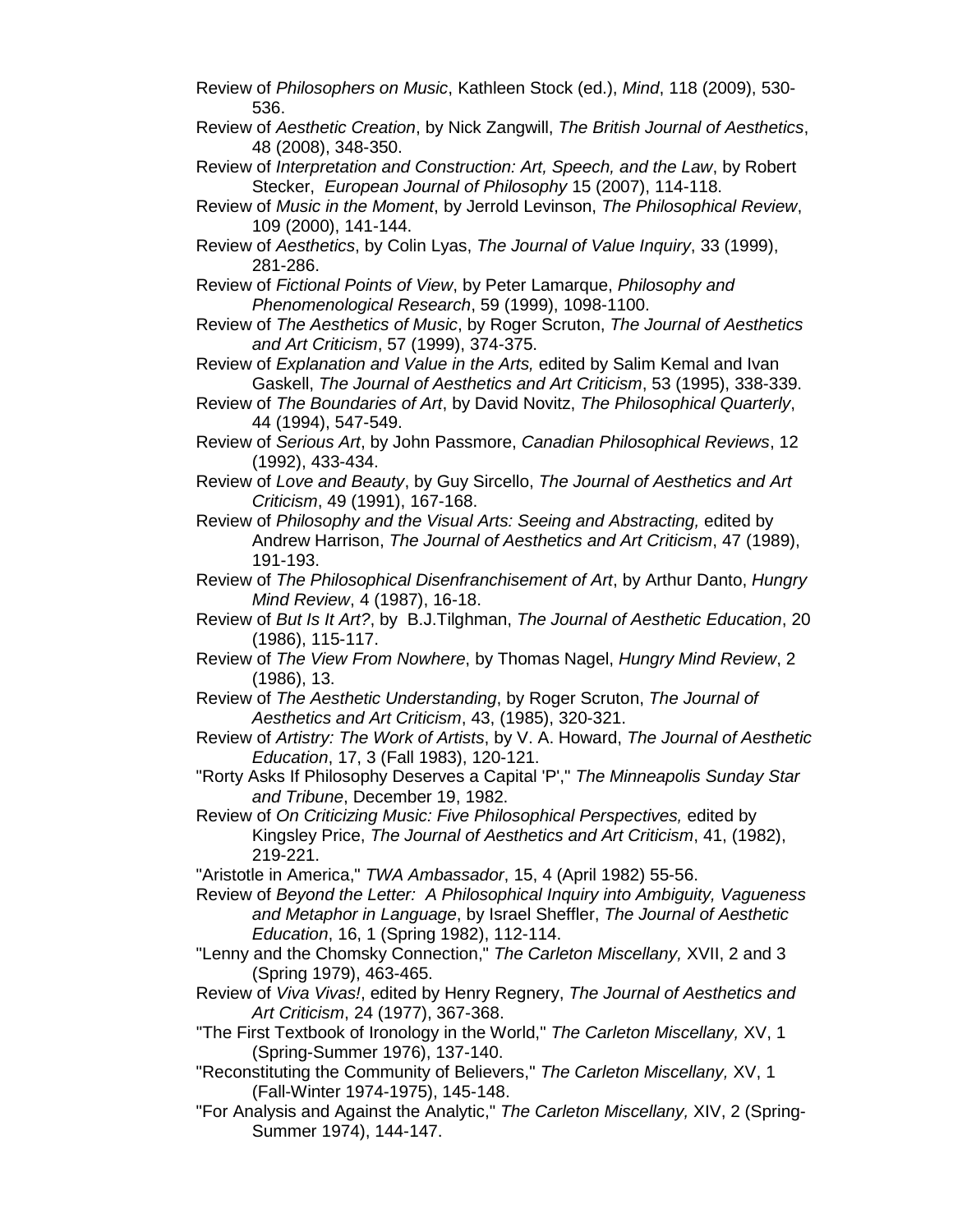Review of *Philosophers on Music*, Kathleen Stock (ed.), *Mind*, 118 (2009), 530-536.

Review of *Aesthetic Creation*, by Nick Zangwill, *The British Journal of Aesthetics*, 48 (2008), 348-350.

Review of *Interpretation and Construction: Art, Speech, and the Law*, by Robert Stecker, *European Journal of Philosophy* 15 (2007), 114-118.

Review of *Music in the Moment*, by Jerrold Levinson, *The Philosophical Review*, 109 (2000), 141-144.

Review of *Aesthetics*, by Colin Lyas, *The Journal of Value Inquiry*, 33 (1999), 281-286.

Review of *Fictional Points of View*, by Peter Lamarque, *Philosophy and Phenomenological Research*, 59 (1999), 1098-1100.

Review of *The Aesthetics of Music*, by Roger Scruton, *The Journal of Aesthetics and Art Criticism*, 57 (1999), 374-375.

Review of *Explanation and Value in the Arts,* edited by Salim Kemal and Ivan Gaskell, *The Journal of Aesthetics and Art Criticism*, 53 (1995), 338-339.

Review of *The Boundaries of Art*, by David Novitz, *The Philosophical Quarterly*, 44 (1994), 547-549.

Review of *Serious Art*, by John Passmore, *Canadian Philosophical Reviews*, 12 (1992), 433-434.

Review of *Love and Beauty*, by Guy Sircello, *The Journal of Aesthetics and Art Criticism*, 49 (1991), 167-168.

Review of *Philosophy and the Visual Arts: Seeing and Abstracting,* edited by Andrew Harrison, *The Journal of Aesthetics and Art Criticism*, 47 (1989), 191-193.

Review of *The Philosophical Disenfranchisement of Art*, by Arthur Danto, *Hungry Mind Review*, 4 (1987), 16-18.

Review of *But Is It Art?*, by B.J.Tilghman, *The Journal of Aesthetic Education*, 20 (1986), 115-117.

Review of *The View From Nowhere*, by Thomas Nagel, *Hungry Mind Review*, 2 (1986), 13.

Review of *The Aesthetic Understanding*, by Roger Scruton, *The Journal of Aesthetics and Art Criticism*, 43, (1985), 320-321.

Review of *Artistry: The Work of Artists*, by V. A. Howard, *The Journal of Aesthetic Education*, 17, 3 (Fall 1983), 120-121.

"Rorty Asks If Philosophy Deserves a Capital 'P'," *The Minneapolis Sunday Star and Tribune*, December 19, 1982.

Review of *On Criticizing Music: Five Philosophical Perspectives,* edited by Kingsley Price, *The Journal of Aesthetics and Art Criticism*, 41, (1982), 219-221.

"Aristotle in America," *TWA Ambassador*, 15, 4 (April 1982) 55-56.

Review of *Beyond the Letter: A Philosophical Inquiry into Ambiguity, Vagueness and Metaphor in Language*, by Israel Sheffler, *The Journal of Aesthetic Education*, 16, 1 (Spring 1982), 112-114.

"Lenny and the Chomsky Connection," *The Carleton Miscellany,* XVII, 2 and 3 (Spring 1979), 463-465.

Review of *Viva Vivas!*, edited by Henry Regnery, *The Journal of Aesthetics and Art Criticism*, 24 (1977), 367-368.

"The First Textbook of Ironology in the World," *The Carleton Miscellany,* XV, 1 (Spring-Summer 1976), 137-140.

"Reconstituting the Community of Believers," *The Carleton Miscellany,* XV, 1 (Fall-Winter 1974-1975), 145-148.

"For Analysis and Against the Analytic," *The Carleton Miscellany,* XIV, 2 (Spring-Summer 1974), 144-147.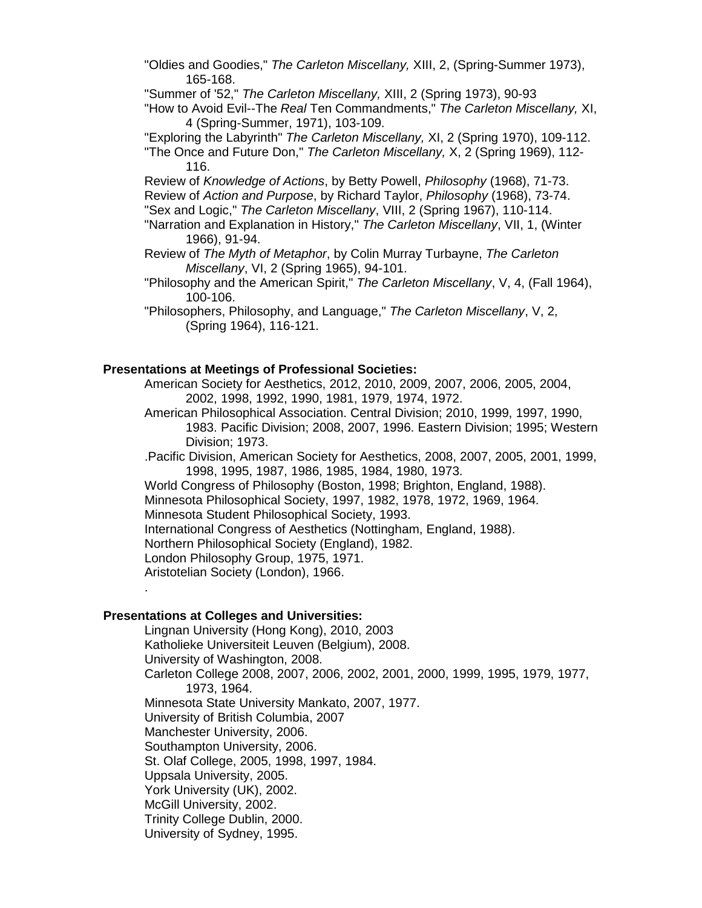"Oldies and Goodies," *The Carleton Miscellany,* XIII, 2, (Spring-Summer 1973), 165-168.

"Summer of '52," *The Carleton Miscellany,* XIII, 2 (Spring 1973), 90-93

"How to Avoid Evil--The *Real* Ten Commandments," *The Carleton Miscellany,* XI, 4 (Spring-Summer, 1971), 103-109.

"Exploring the Labyrinth" *The Carleton Miscellany,* XI, 2 (Spring 1970), 109-112.

"The Once and Future Don," *The Carleton Miscellany,* X, 2 (Spring 1969), 112-116.

Review of *Knowledge of Actions*, by Betty Powell, *Philosophy* (1968), 71-73.

Review of *Action and Purpose*, by Richard Taylor, *Philosophy* (1968), 73-74.

"Sex and Logic," *The Carleton Miscellany*, VIII, 2 (Spring 1967), 110-114.

"Narration and Explanation in History," *The Carleton Miscellany*, VII, 1, (Winter 1966), 91-94.

Review of *The Myth of Metaphor*, by Colin Murray Turbayne, *The Carleton Miscellany*, VI, 2 (Spring 1965), 94-101.

"Philosophy and the American Spirit," *The Carleton Miscellany*, V, 4, (Fall 1964), 100-106.

"Philosophers, Philosophy, and Language," *The Carleton Miscellany*, V, 2, (Spring 1964), 116-121.

**Presentations at Meetings of Professional Societies:**

American Society for Aesthetics, 2012, 2010, 2009, 2007, 2006, 2005, 2004, 2002, 1998, 1992, 1990, 1981, 1979, 1974, 1972.

American Philosophical Association. Central Division; 2010, 1999, 1997, 1990, 1983. Pacific Division; 2008, 2007, 1996. Eastern Division; 1995; Western Division; 1973.

.Pacific Division, American Society for Aesthetics, 2008, 2007, 2005, 2001, 1999, 1998, 1995, 1987, 1986, 1985, 1984, 1980, 1973.

World Congress of Philosophy (Boston, 1998; Brighton, England, 1988).

Minnesota Philosophical Society, 1997, 1982, 1978, 1972, 1969, 1964.

Minnesota Student Philosophical Society, 1993.

International Congress of Aesthetics (Nottingham, England, 1988).

Northern Philosophical Society (England), 1982.

London Philosophy Group, 1975, 1971.

Aristotelian Society (London), 1966.

.

**Presentations at Colleges and Universities:**

Lingnan University (Hong Kong), 2010, 2003

Katholieke Universiteit Leuven (Belgium), 2008.

University of Washington, 2008.

Carleton College 2008, 2007, 2006, 2002, 2001, 2000, 1999, 1995, 1979, 1977, 1973, 1964.

Minnesota State University Mankato, 2007, 1977.

University of British Columbia, 2007

Manchester University, 2006.

Southampton University, 2006.

St. Olaf College, 2005, 1998, 1997, 1984.

Uppsala University, 2005.

York University (UK), 2002.

McGill University, 2002.

Trinity College Dublin, 2000.

University of Sydney, 1995.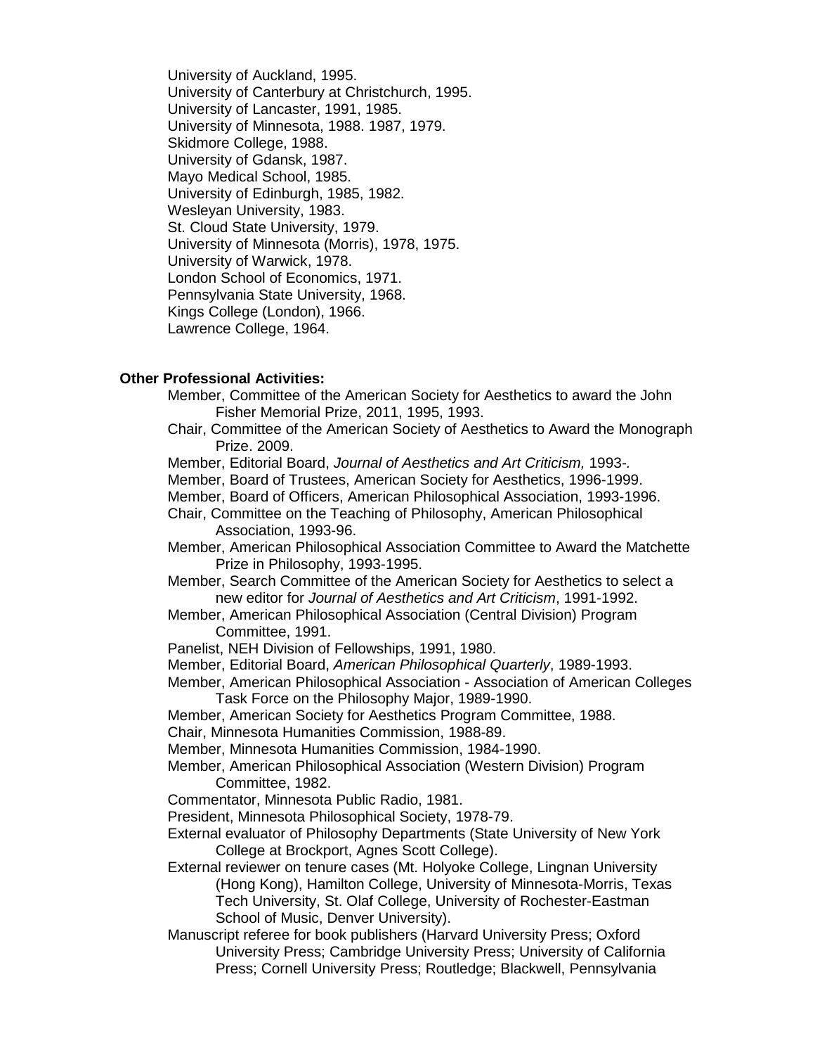University of Auckland, 1995.
University of Canterbury at Christchurch, 1995.
University of Lancaster, 1991, 1985.
University of Minnesota, 1988. 1987, 1979.
Skidmore College, 1988.
University of Gdansk, 1987.
Mayo Medical School, 1985.
University of Edinburgh, 1985, 1982.
Wesleyan University, 1983.
St. Cloud State University, 1979.
University of Minnesota (Morris), 1978, 1975.
University of Warwick, 1978.
London School of Economics, 1971.
Pennsylvania State University, 1968.
Kings College (London), 1966.
Lawrence College, 1964.

**Other Professional Activities:**

Member, Committee of the American Society for Aesthetics to award the John Fisher Memorial Prize, 2011, 1995, 1993.
Chair, Committee of the American Society of Aesthetics to Award the Monograph Prize. 2009.
Member, Editorial Board, *Journal of Aesthetics and Art Criticism,* 1993-.
Member, Board of Trustees, American Society for Aesthetics, 1996-1999.
Member, Board of Officers, American Philosophical Association, 1993-1996.
Chair, Committee on the Teaching of Philosophy, American Philosophical Association, 1993-96.
Member, American Philosophical Association Committee to Award the Matchette Prize in Philosophy, 1993-1995.
Member, Search Committee of the American Society for Aesthetics to select a new editor for *Journal of Aesthetics and Art Criticism*, 1991-1992.
Member, American Philosophical Association (Central Division) Program Committee, 1991.
Panelist, NEH Division of Fellowships, 1991, 1980.
Member, Editorial Board, *American Philosophical Quarterly*, 1989-1993.
Member, American Philosophical Association - Association of American Colleges Task Force on the Philosophy Major, 1989-1990.
Member, American Society for Aesthetics Program Committee, 1988.
Chair, Minnesota Humanities Commission, 1988-89.
Member, Minnesota Humanities Commission, 1984-1990.
Member, American Philosophical Association (Western Division) Program Committee, 1982.
Commentator, Minnesota Public Radio, 1981.
President, Minnesota Philosophical Society, 1978-79.
External evaluator of Philosophy Departments (State University of New York College at Brockport, Agnes Scott College).
External reviewer on tenure cases (Mt. Holyoke College, Lingnan University (Hong Kong), Hamilton College, University of Minnesota-Morris, Texas Tech University, St. Olaf College, University of Rochester-Eastman School of Music, Denver University).
Manuscript referee for book publishers (Harvard University Press; Oxford University Press; Cambridge University Press; University of California Press; Cornell University Press; Routledge; Blackwell, Pennsylvania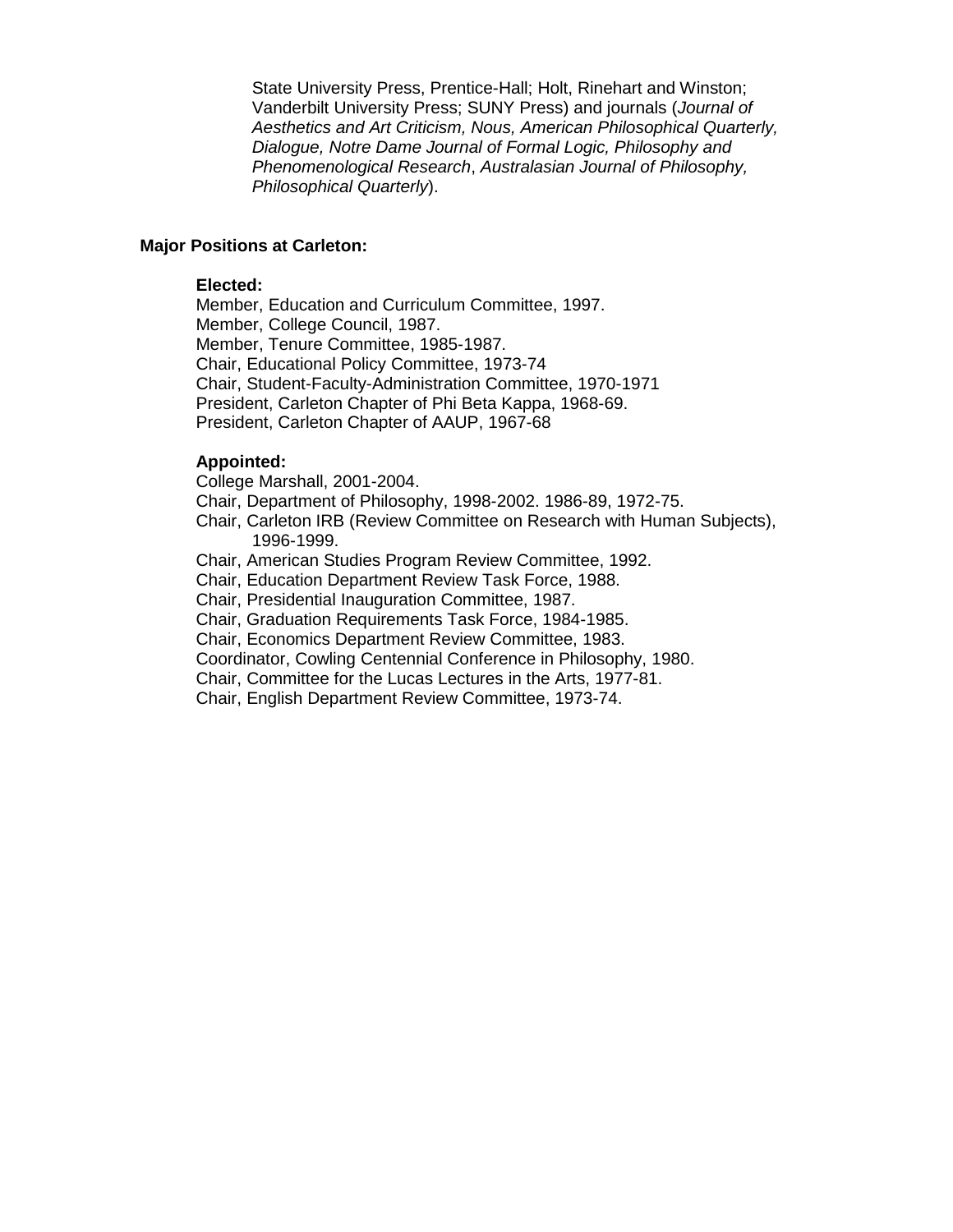State University Press, Prentice-Hall; Holt, Rinehart and Winston; Vanderbilt University Press; SUNY Press) and journals (*Journal of Aesthetics and Art Criticism, Nous, American Philosophical Quarterly, Dialogue, Notre Dame Journal of Formal Logic, Philosophy and Phenomenological Research*, *Australasian Journal of Philosophy, Philosophical Quarterly*).

**Major Positions at Carleton:**

**Elected:**

Member, Education and Curriculum Committee, 1997.
Member, College Council, 1987.
Member, Tenure Committee, 1985-1987.
Chair, Educational Policy Committee, 1973-74
Chair, Student-Faculty-Administration Committee, 1970-1971
President, Carleton Chapter of Phi Beta Kappa, 1968-69.
President, Carleton Chapter of AAUP, 1967-68

**Appointed:**

College Marshall, 2001-2004.
Chair, Department of Philosophy, 1998-2002. 1986-89, 1972-75.
Chair, Carleton IRB (Review Committee on Research with Human Subjects), 1996-1999.
Chair, American Studies Program Review Committee, 1992.
Chair, Education Department Review Task Force, 1988.
Chair, Presidential Inauguration Committee, 1987.
Chair, Graduation Requirements Task Force, 1984-1985.
Chair, Economics Department Review Committee, 1983.
Coordinator, Cowling Centennial Conference in Philosophy, 1980.
Chair, Committee for the Lucas Lectures in the Arts, 1977-81.
Chair, English Department Review Committee, 1973-74.